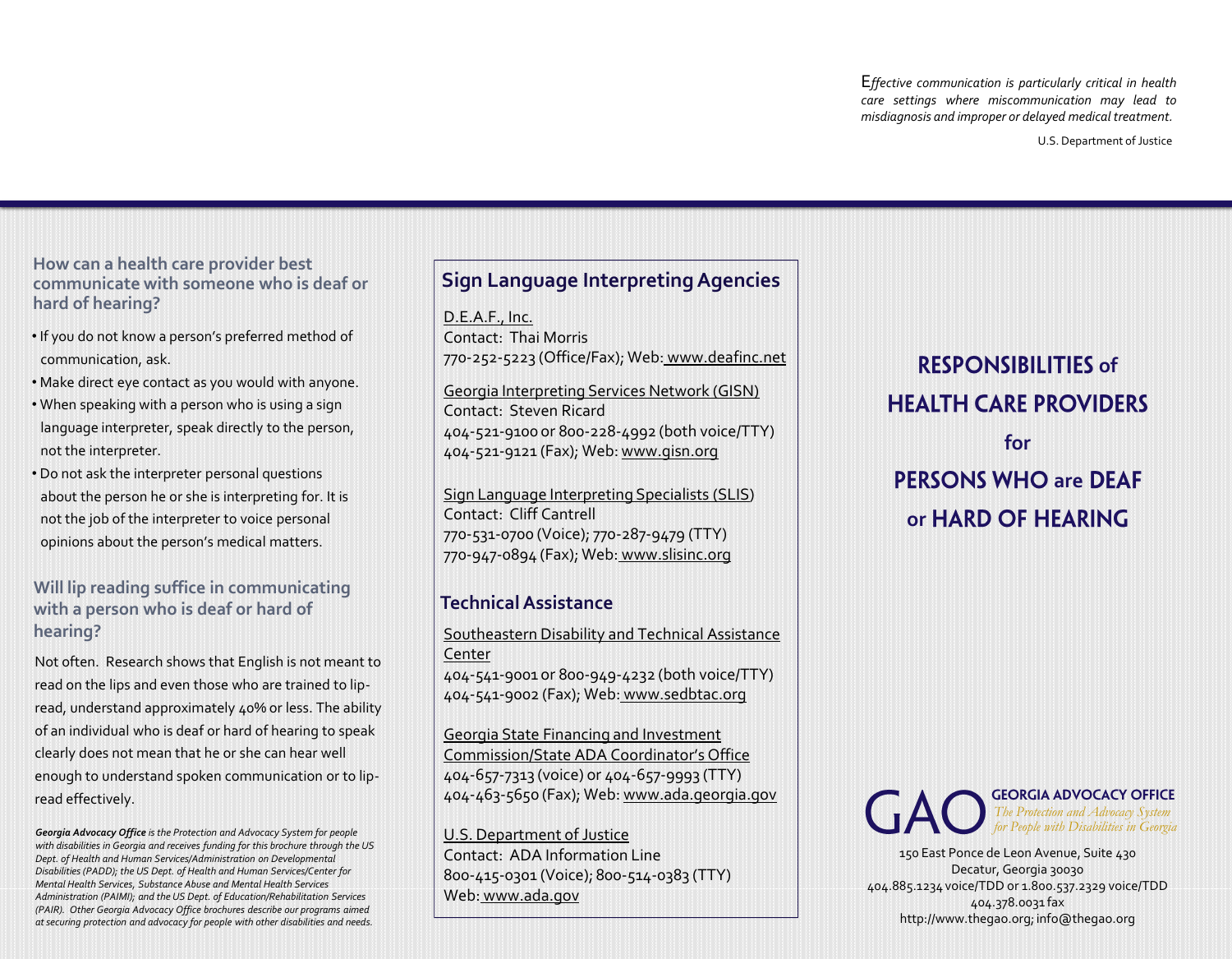*Effective communication is particularly critical in health care settings where miscommunication may lead to misdiagnosis and improper or delayed medical treatment.*

U.S. Department of Justice

### How can a health care provider best communicate with someone who is deaf or hard of hearing?

- If you do not know a person's preferred method of communication, ask.
- Make direct eye contact as you would with anyone.
- When speaking with a person who is using a sign language interpreter, speak directly to the person, not the interpreter.
- Do not ask the interpreter personal questions about the person he or she is interpreting for. It is not the job of the interpreter to voice personal opinions about the person's medical matters.

### Will lip reading suffice in communicating with a person who is deaf or hard of hearing?

Not often. Research shows that English is not meant to read on the lips and even those who are trained to lip-read, understand approximately 40% or less. The ability of an individual who is deaf or hard of hearing to speak clearly does not mean that he or she can hear well enough to understand spoken communication or to lip-read effectively.

*__Georgia Advocacy Office__ is the Protection and Advocacy System for people with disabilities in Georgia and receives funding for this brochure through the US Dept. of Health and Human Services/Administration on Developmental Disabilities (PADD); the US Dept. of Health and Human Services/Center for Mental Health Services, Substance Abuse and Mental Health Services Administration (PAIMI); and the US Dept. of Education/Rehabilitation Services (PAIR). Other Georgia Advocacy Office brochures describe our programs aimed at securing protection and advocacy for people with other disabilities and needs.*

## Sign Language Interpreting Agencies

D.E.A.F., Inc.
Contact: Thai Morris
770-252-5223 (Office/Fax); Web: www.deafinc.net

Georgia Interpreting Services Network (GISN)
Contact: Steven Ricard
404-521-9100 or 800-228-4992 (both voice/TTY)
404-521-9121 (Fax); Web: www.gisn.org

Sign Language Interpreting Specialists (SLIS)
Contact: Cliff Cantrell
770-531-0700 (Voice); 770-287-9479 (TTY)
770-947-0894 (Fax); Web: www.slisinc.org

## Technical Assistance

Southeastern Disability and Technical Assistance Center
404-541-9001 or 800-949-4232 (both voice/TTY)
404-541-9002 (Fax); Web: www.sedbtac.org

Georgia State Financing and Investment Commission/State ADA Coordinator's Office
404-657-7313 (voice) or 404-657-9993 (TTY)
404-463-5650 (Fax); Web: www.ada.georgia.gov

U.S. Department of Justice
Contact: ADA Information Line
800-415-0301 (Voice); 800-514-0383 (TTY)
Web: www.ada.gov

# RESPONSIBILITIES of HEALTH CARE PROVIDERS for PERSONS WHO are DEAF or HARD OF HEARING

**GAO GEORGIA ADVOCACY OFFICE**
*The Protection and Advocacy System for People with Disabilities in Georgia*

150 East Ponce de Leon Avenue, Suite 430
Decatur, Georgia 30030
404.885.1234 voice/TDD or 1.800.537.2329 voice/TDD
404.378.0031 fax
http://www.thegao.org; info@thegao.org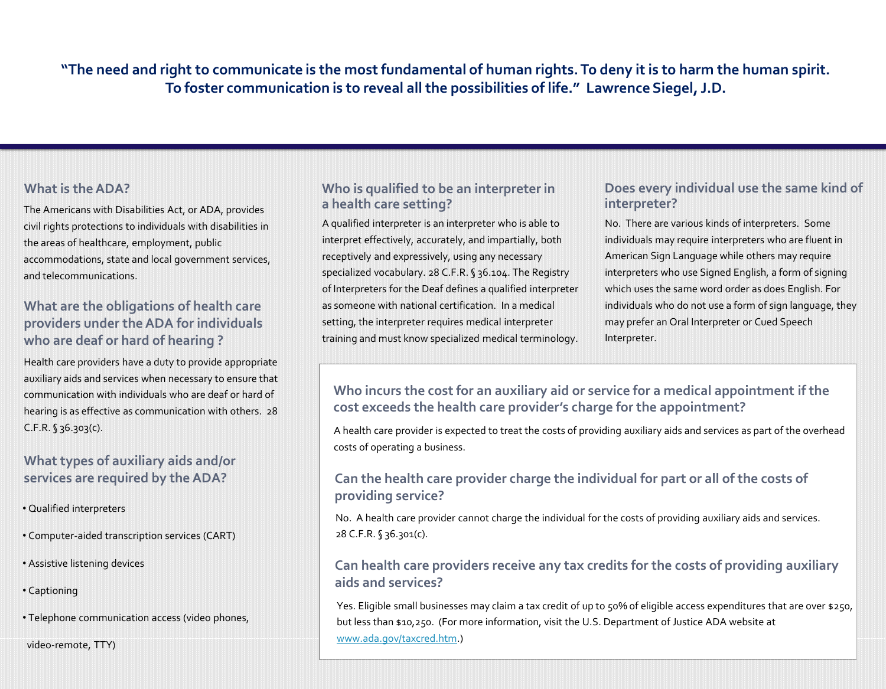**"The need and right to communicate is the most fundamental of human rights. To deny it is to harm the human spirit. To foster communication is to reveal all the possibilities of life." Lawrence Siegel, J.D.**

## What is the ADA?

The Americans with Disabilities Act, or ADA, provides civil rights protections to individuals with disabilities in the areas of healthcare, employment, public accommodations, state and local government services, and telecommunications.

## What are the obligations of health care providers under the ADA for individuals who are deaf or hard of hearing ?

Health care providers have a duty to provide appropriate auxiliary aids and services when necessary to ensure that communication with individuals who are deaf or hard of hearing is as effective as communication with others. 28 C.F.R. § 36.303(c).

## What types of auxiliary aids and/or services are required by the ADA?

- Qualified interpreters
- Computer-aided transcription services (CART)
- Assistive listening devices
- Captioning
- Telephone communication access (video phones, video-remote, TTY)

## Who is qualified to be an interpreter in a health care setting?

A qualified interpreter is an interpreter who is able to interpret effectively, accurately, and impartially, both receptively and expressively, using any necessary specialized vocabulary. 28 C.F.R. § 36.104. The Registry of Interpreters for the Deaf defines a qualified interpreter as someone with national certification. In a medical setting, the interpreter requires medical interpreter training and must know specialized medical terminology.

## Does every individual use the same kind of interpreter?

No. There are various kinds of interpreters. Some individuals may require interpreters who are fluent in American Sign Language while others may require interpreters who use Signed English, a form of signing which uses the same word order as does English. For individuals who do not use a form of sign language, they may prefer an Oral Interpreter or Cued Speech Interpreter.

## Who incurs the cost for an auxiliary aid or service for a medical appointment if the cost exceeds the health care provider's charge for the appointment?

A health care provider is expected to treat the costs of providing auxiliary aids and services as part of the overhead costs of operating a business.

## Can the health care provider charge the individual for part or all of the costs of providing service?

No. A health care provider cannot charge the individual for the costs of providing auxiliary aids and services. 28 C.F.R. § 36.301(c).

## Can health care providers receive any tax credits for the costs of providing auxiliary aids and services?

Yes. Eligible small businesses may claim a tax credit of up to 50% of eligible access expenditures that are over $250, but less than $10,250. (For more information, visit the U.S. Department of Justice ADA website at www.ada.gov/taxcred.htm.)